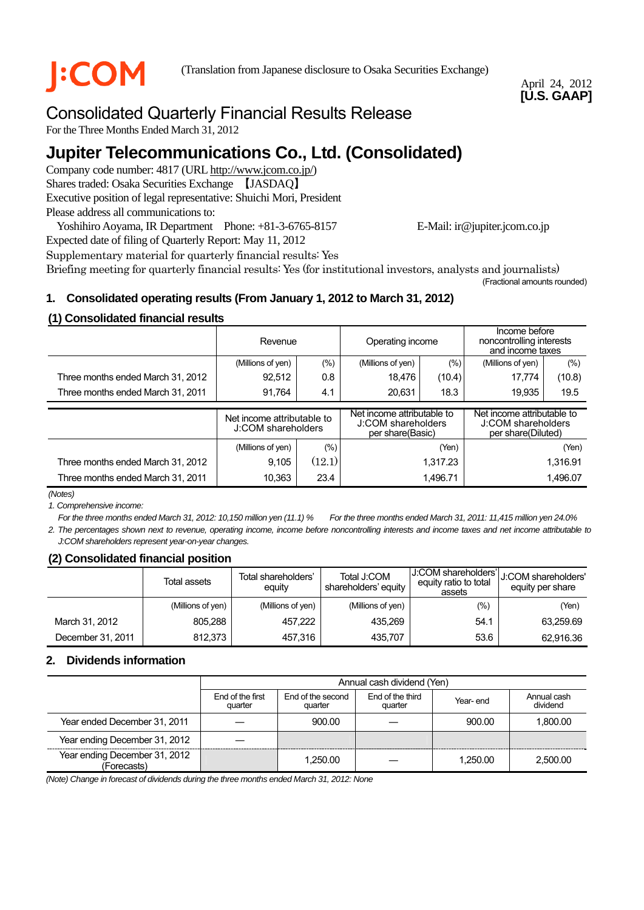J:COM

(Translation from Japanese disclosure to Osaka Securities Exchange)

April 24, 2012
**[U.S. GAAP]**

# Consolidated Quarterly Financial Results Release

For the Three Months Ended March 31, 2012

# Jupiter Telecommunications Co., Ltd. (Consolidated)

Company code number: 4817 (URL http://www.jcom.co.jp/)
Shares traded: Osaka Securities Exchange 【JASDAQ】
Executive position of legal representative: Shuichi Mori, President
Please address all communications to:
Yoshihiro Aoyama, IR Department Phone: +81-3-6765-8157 E-Mail: ir@jupiter.jcom.co.jp
Expected date of filing of Quarterly Report: May 11, 2012
Supplementary material for quarterly financial results: Yes
Briefing meeting for quarterly financial results: Yes (for institutional investors, analysts and journalists)

(Fractional amounts rounded)

## 1. Consolidated operating results (From January 1, 2012 to March 31, 2012)

### (1) Consolidated financial results

| | Revenue | | Operating income | | Income before noncontrolling interests and income taxes | |
|---|---|---|---|---|---|---|
| | (Millions of yen) | (%) | (Millions of yen) | (%) | (Millions of yen) | (%) |
| Three months ended March 31, 2012 | 92,512 | 0.8 | 18,476 | (10.4) | 17,774 | (10.8) |
| Three months ended March 31, 2011 | 91,764 | 4.1 | 20,631 | 18.3 | 19,935 | 19.5 |

| | Net income attributable to J:COM shareholders | | Net income attributable to J:COM shareholders per share(Basic) | Net income attributable to J:COM shareholders per share(Diluted) |
|---|---|---|---|---|
| | (Millions of yen) | (%) | (Yen) | (Yen) |
| Three months ended March 31, 2012 | 9,105 | (12.1) | 1,317.23 | 1,316.91 |
| Three months ended March 31, 2011 | 10,363 | 23.4 | 1,496.71 | 1,496.07 |

*(Notes)*

*1. Comprehensive income:*

*For the three months ended March 31, 2012: 10,150 million yen (11.1) % For the three months ended March 31, 2011: 11,415 million yen 24.0%*

*2. The percentages shown next to revenue, operating income, income before noncontrolling interests and income taxes and net income attributable to J:COM shareholders represent year-on-year changes.*

### (2) Consolidated financial position

| | Total assets | Total shareholders' equity | Total J:COM shareholders' equity | J:COM shareholders' equity ratio to total assets | J:COM shareholders' equity per share |
|---|---|---|---|---|---|
| | (Millions of yen) | (Millions of yen) | (Millions of yen) | (%) | (Yen) |
| March 31, 2012 | 805,288 | 457,222 | 435,269 | 54.1 | 63,259.69 |
| December 31, 2011 | 812,373 | 457,316 | 435,707 | 53.6 | 62,916.36 |

## 2. Dividends information

| | Annual cash dividend (Yen) | | | | |
|---|---|---|---|---|---|
| | End of the first quarter | End of the second quarter | End of the third quarter | Year- end | Annual cash dividend |
| Year ended December 31, 2011 | — | 900.00 | — | 900.00 | 1,800.00 |
| Year ending December 31, 2012 | — | | | | |
| Year ending December 31, 2012 (Forecasts) | | 1,250.00 | — | 1,250.00 | 2,500.00 |

*(Note) Change in forecast of dividends during the three months ended March 31, 2012: None*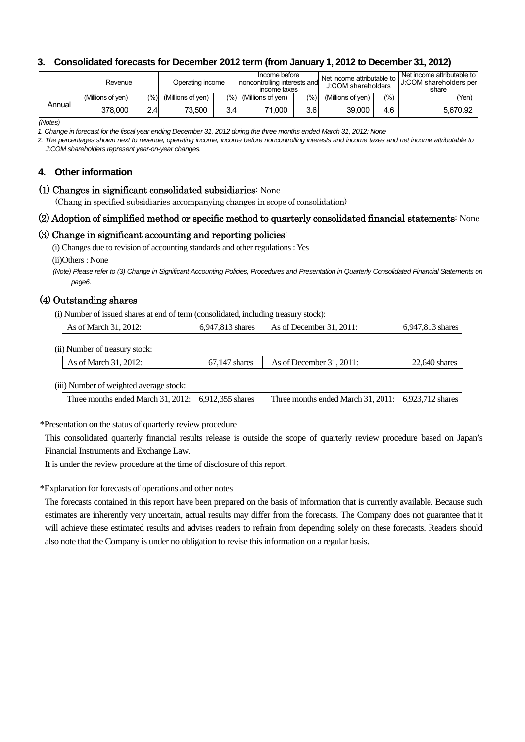### 3. Consolidated forecasts for December 2012 term (from January 1, 2012 to December 31, 2012)

| | Revenue | | Operating income | | Income before noncontrolling interests and income taxes | | Net income attributable to J:COM shareholders | | Net income attributable to J:COM shareholders per share |
|---|---|---|---|---|---|---|---|---|---|
| | (Millions of yen) | (%) | (Millions of yen) | (%) | (Millions of yen) | (%) | (Millions of yen) | (%) | (Yen) |
| Annual | 378,000 | 2.4 | 73,500 | 3.4 | 71,000 | 3.6 | 39,000 | 4.6 | 5,670.92 |

*(Notes)*

*1. Change in forecast for the fiscal year ending December 31, 2012 during the three months ended March 31, 2012: None*

*2. The percentages shown next to revenue, operating income, income before noncontrolling interests and income taxes and net income attributable to J:COM shareholders represent year-on-year changes.*

### 4. Other information

**(1) Changes in significant consolidated subsidiaries**: None

(Chang in specified subsidiaries accompanying changes in scope of consolidation)

**(2) Adoption of simplified method or specific method to quarterly consolidated financial statements**: None

**(3) Change in significant accounting and reporting policies**:

(i) Changes due to revision of accounting standards and other regulations : Yes

(ii)Others : None

*(Note) Please refer to (3) Change in Significant Accounting Policies, Procedures and Presentation in Quarterly Consolidated Financial Statements on page6.*

**(4) Outstanding shares**

(i) Number of issued shares at end of term (consolidated, including treasury stock):

| As of March 31, 2012: | 6,947,813 shares | As of December 31, 2011: | 6,947,813 shares |
|---|---|---|---|

(ii) Number of treasury stock:

| As of March 31, 2012: | 67,147 shares | As of December 31, 2011: | 22,640 shares |
|---|---|---|---|

(iii) Number of weighted average stock:

| Three months ended March 31, 2012: | 6,912,355 shares | Three months ended March 31, 2011: | 6,923,712 shares |
|---|---|---|---|

\*Presentation on the status of quarterly review procedure

This consolidated quarterly financial results release is outside the scope of quarterly review procedure based on Japan's Financial Instruments and Exchange Law.

It is under the review procedure at the time of disclosure of this report.

\*Explanation for forecasts of operations and other notes

The forecasts contained in this report have been prepared on the basis of information that is currently available. Because such estimates are inherently very uncertain, actual results may differ from the forecasts. The Company does not guarantee that it will achieve these estimated results and advises readers to refrain from depending solely on these forecasts. Readers should also note that the Company is under no obligation to revise this information on a regular basis.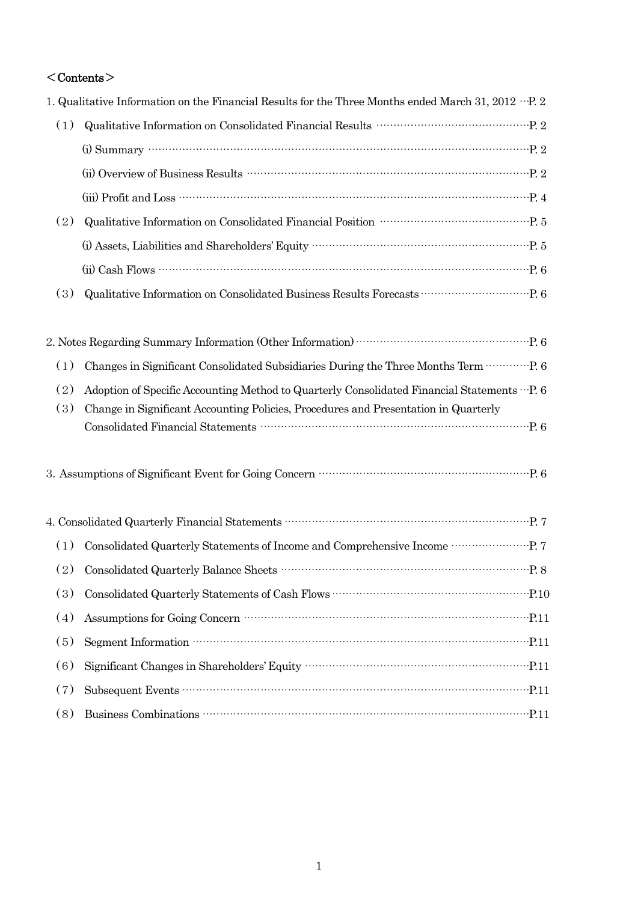＜Contents＞

1. Qualitative Information on the Financial Results for the Three Months ended March 31, 2012 ··· P. 2

  (1) Qualitative Information on Consolidated Financial Results ··· P. 2

    (i) Summary ··· P. 2

    (ii) Overview of Business Results ··· P. 2

    (iii) Profit and Loss ··· P. 4

  (2) Qualitative Information on Consolidated Financial Position ··· P. 5

    (i) Assets, Liabilities and Shareholders' Equity ··· P. 5

    (ii) Cash Flows ··· P. 6

  (3) Qualitative Information on Consolidated Business Results Forecasts ··· P. 6

2. Notes Regarding Summary Information (Other Information) ··· P. 6

  (1) Changes in Significant Consolidated Subsidiaries During the Three Months Term ··· P. 6

  (2) Adoption of Specific Accounting Method to Quarterly Consolidated Financial Statements ··· P. 6

  (3) Change in Significant Accounting Policies, Procedures and Presentation in Quarterly Consolidated Financial Statements ··· P. 6

3. Assumptions of Significant Event for Going Concern ··· P. 6

4. Consolidated Quarterly Financial Statements ··· P. 7

  (1) Consolidated Quarterly Statements of Income and Comprehensive Income ··· P. 7

  (2) Consolidated Quarterly Balance Sheets ··· P. 8

  (3) Consolidated Quarterly Statements of Cash Flows ··· P.10

  (4) Assumptions for Going Concern ··· P.11

  (5) Segment Information ··· P.11

  (6) Significant Changes in Shareholders' Equity ··· P.11

  (7) Subsequent Events ··· P.11

  (8) Business Combinations ··· P.11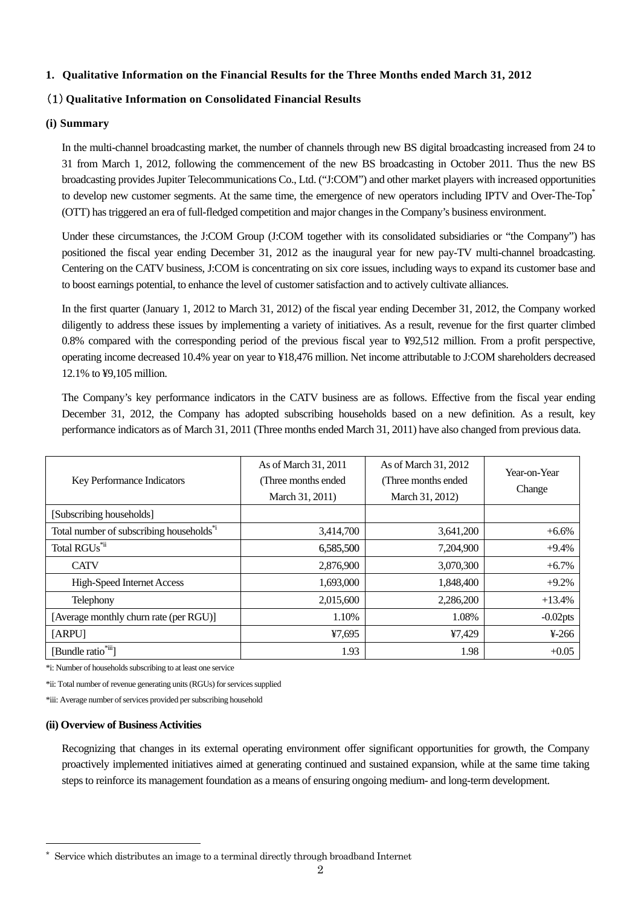## 1. Qualitative Information on the Financial Results for the Three Months ended March 31, 2012

### (1) Qualitative Information on Consolidated Financial Results

#### (i) Summary

In the multi-channel broadcasting market, the number of channels through new BS digital broadcasting increased from 24 to 31 from March 1, 2012, following the commencement of the new BS broadcasting in October 2011. Thus the new BS broadcasting provides Jupiter Telecommunications Co., Ltd. ("J:COM") and other market players with increased opportunities to develop new customer segments. At the same time, the emergence of new operators including IPTV and Over-The-Top* (OTT) has triggered an era of full-fledged competition and major changes in the Company's business environment.

Under these circumstances, the J:COM Group (J:COM together with its consolidated subsidiaries or "the Company") has positioned the fiscal year ending December 31, 2012 as the inaugural year for new pay-TV multi-channel broadcasting. Centering on the CATV business, J:COM is concentrating on six core issues, including ways to expand its customer base and to boost earnings potential, to enhance the level of customer satisfaction and to actively cultivate alliances.

In the first quarter (January 1, 2012 to March 31, 2012) of the fiscal year ending December 31, 2012, the Company worked diligently to address these issues by implementing a variety of initiatives. As a result, revenue for the first quarter climbed 0.8% compared with the corresponding period of the previous fiscal year to ¥92,512 million. From a profit perspective, operating income decreased 10.4% year on year to ¥18,476 million. Net income attributable to J:COM shareholders decreased 12.1% to ¥9,105 million.

The Company's key performance indicators in the CATV business are as follows. Effective from the fiscal year ending December 31, 2012, the Company has adopted subscribing households based on a new definition. As a result, key performance indicators as of March 31, 2011 (Three months ended March 31, 2011) have also changed from previous data.

| Key Performance Indicators | As of March 31, 2011 (Three months ended March 31, 2011) | As of March 31, 2012 (Three months ended March 31, 2012) | Year-on-Year Change |
|---|---|---|---|
| [Subscribing households] | | | |
| Total number of subscribing households*i | 3,414,700 | 3,641,200 | +6.6% |
| Total RGUs*ii | 6,585,500 | 7,204,900 | +9.4% |
| CATV | 2,876,900 | 3,070,300 | +6.7% |
| High-Speed Internet Access | 1,693,000 | 1,848,400 | +9.2% |
| Telephony | 2,015,600 | 2,286,200 | +13.4% |
| [Average monthly churn rate (per RGU)] | 1.10% | 1.08% | -0.02pts |
| [ARPU] | ¥7,695 | ¥7,429 | ¥-266 |
| [Bundle ratio*iii] | 1.93 | 1.98 | +0.05 |

*i: Number of households subscribing to at least one service

*ii: Total number of revenue generating units (RGUs) for services supplied

*iii: Average number of services provided per subscribing household

#### (ii) Overview of Business Activities

Recognizing that changes in its external operating environment offer significant opportunities for growth, the Company proactively implemented initiatives aimed at generating continued and sustained expansion, while at the same time taking steps to reinforce its management foundation as a means of ensuring ongoing medium- and long-term development.

---

* Service which distributes an image to a terminal directly through broadband Internet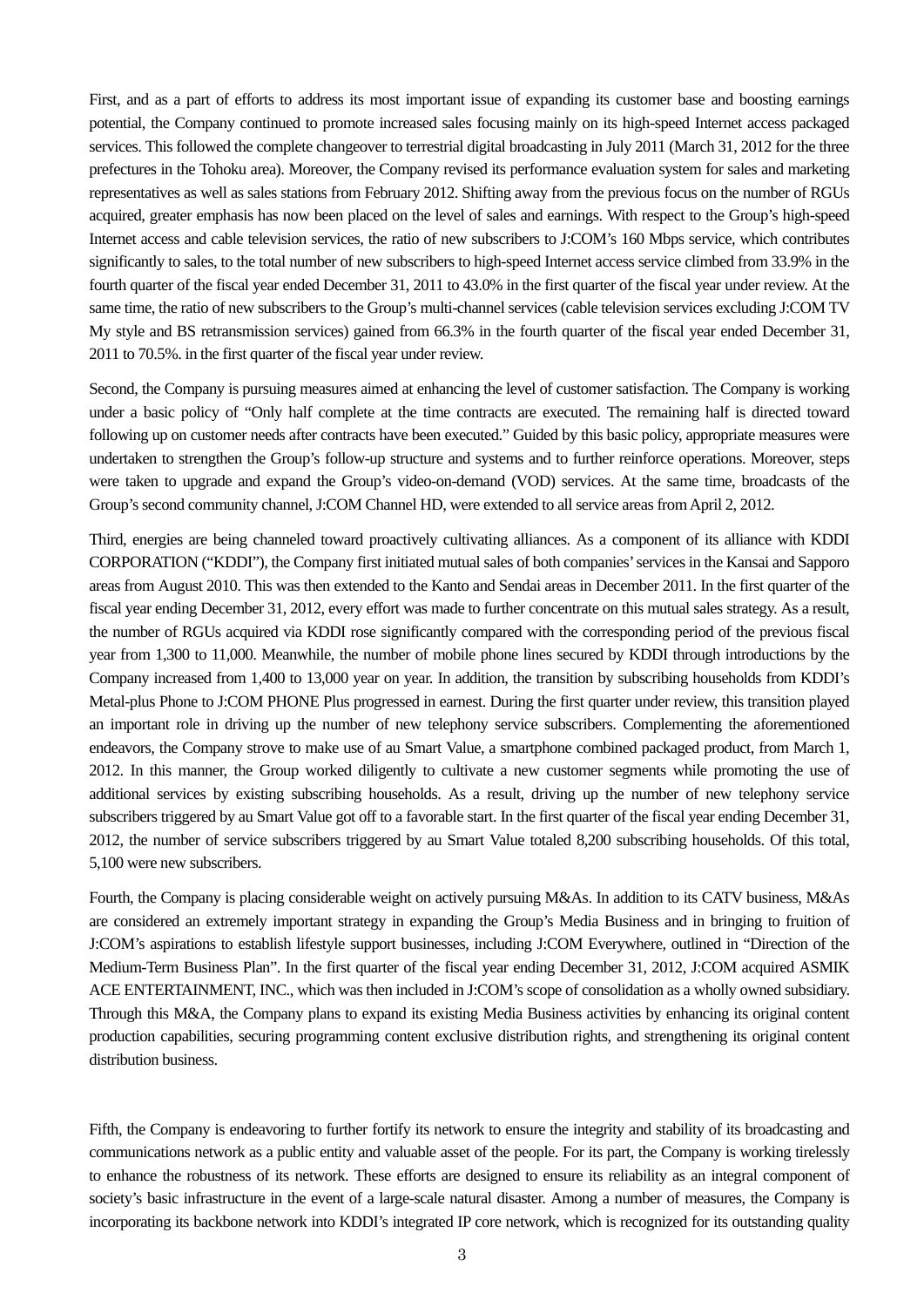First, and as a part of efforts to address its most important issue of expanding its customer base and boosting earnings potential, the Company continued to promote increased sales focusing mainly on its high-speed Internet access packaged services. This followed the complete changeover to terrestrial digital broadcasting in July 2011 (March 31, 2012 for the three prefectures in the Tohoku area). Moreover, the Company revised its performance evaluation system for sales and marketing representatives as well as sales stations from February 2012. Shifting away from the previous focus on the number of RGUs acquired, greater emphasis has now been placed on the level of sales and earnings. With respect to the Group's high-speed Internet access and cable television services, the ratio of new subscribers to J:COM's 160 Mbps service, which contributes significantly to sales, to the total number of new subscribers to high-speed Internet access service climbed from 33.9% in the fourth quarter of the fiscal year ended December 31, 2011 to 43.0% in the first quarter of the fiscal year under review. At the same time, the ratio of new subscribers to the Group's multi-channel services (cable television services excluding J:COM TV My style and BS retransmission services) gained from 66.3% in the fourth quarter of the fiscal year ended December 31, 2011 to 70.5%. in the first quarter of the fiscal year under review.

Second, the Company is pursuing measures aimed at enhancing the level of customer satisfaction. The Company is working under a basic policy of "Only half complete at the time contracts are executed. The remaining half is directed toward following up on customer needs after contracts have been executed." Guided by this basic policy, appropriate measures were undertaken to strengthen the Group's follow-up structure and systems and to further reinforce operations. Moreover, steps were taken to upgrade and expand the Group's video-on-demand (VOD) services. At the same time, broadcasts of the Group's second community channel, J:COM Channel HD, were extended to all service areas from April 2, 2012.

Third, energies are being channeled toward proactively cultivating alliances. As a component of its alliance with KDDI CORPORATION ("KDDI"), the Company first initiated mutual sales of both companies' services in the Kansai and Sapporo areas from August 2010. This was then extended to the Kanto and Sendai areas in December 2011. In the first quarter of the fiscal year ending December 31, 2012, every effort was made to further concentrate on this mutual sales strategy. As a result, the number of RGUs acquired via KDDI rose significantly compared with the corresponding period of the previous fiscal year from 1,300 to 11,000. Meanwhile, the number of mobile phone lines secured by KDDI through introductions by the Company increased from 1,400 to 13,000 year on year. In addition, the transition by subscribing households from KDDI's Metal-plus Phone to J:COM PHONE Plus progressed in earnest. During the first quarter under review, this transition played an important role in driving up the number of new telephony service subscribers. Complementing the aforementioned endeavors, the Company strove to make use of au Smart Value, a smartphone combined packaged product, from March 1, 2012. In this manner, the Group worked diligently to cultivate a new customer segments while promoting the use of additional services by existing subscribing households. As a result, driving up the number of new telephony service subscribers triggered by au Smart Value got off to a favorable start. In the first quarter of the fiscal year ending December 31, 2012, the number of service subscribers triggered by au Smart Value totaled 8,200 subscribing households. Of this total, 5,100 were new subscribers.

Fourth, the Company is placing considerable weight on actively pursuing M&As. In addition to its CATV business, M&As are considered an extremely important strategy in expanding the Group's Media Business and in bringing to fruition of J:COM's aspirations to establish lifestyle support businesses, including J:COM Everywhere, outlined in "Direction of the Medium-Term Business Plan". In the first quarter of the fiscal year ending December 31, 2012, J:COM acquired ASMIK ACE ENTERTAINMENT, INC., which was then included in J:COM's scope of consolidation as a wholly owned subsidiary. Through this M&A, the Company plans to expand its existing Media Business activities by enhancing its original content production capabilities, securing programming content exclusive distribution rights, and strengthening its original content distribution business.

Fifth, the Company is endeavoring to further fortify its network to ensure the integrity and stability of its broadcasting and communications network as a public entity and valuable asset of the people. For its part, the Company is working tirelessly to enhance the robustness of its network. These efforts are designed to ensure its reliability as an integral component of society's basic infrastructure in the event of a large-scale natural disaster. Among a number of measures, the Company is incorporating its backbone network into KDDI's integrated IP core network, which is recognized for its outstanding quality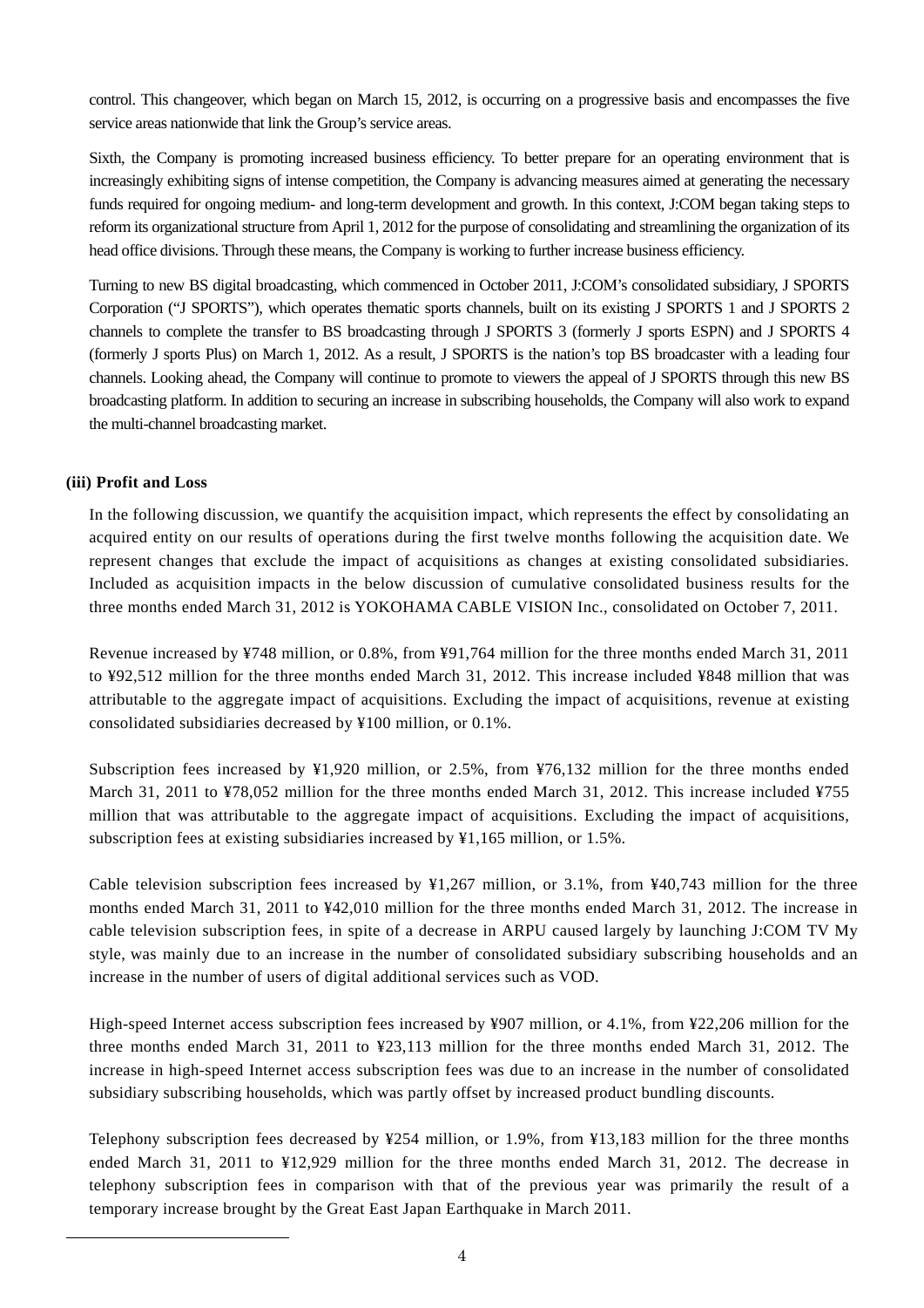control. This changeover, which began on March 15, 2012, is occurring on a progressive basis and encompasses the five service areas nationwide that link the Group's service areas.

Sixth, the Company is promoting increased business efficiency. To better prepare for an operating environment that is increasingly exhibiting signs of intense competition, the Company is advancing measures aimed at generating the necessary funds required for ongoing medium- and long-term development and growth. In this context, J:COM began taking steps to reform its organizational structure from April 1, 2012 for the purpose of consolidating and streamlining the organization of its head office divisions. Through these means, the Company is working to further increase business efficiency.

Turning to new BS digital broadcasting, which commenced in October 2011, J:COM's consolidated subsidiary, J SPORTS Corporation ("J SPORTS"), which operates thematic sports channels, built on its existing J SPORTS 1 and J SPORTS 2 channels to complete the transfer to BS broadcasting through J SPORTS 3 (formerly J sports ESPN) and J SPORTS 4 (formerly J sports Plus) on March 1, 2012. As a result, J SPORTS is the nation's top BS broadcaster with a leading four channels. Looking ahead, the Company will continue to promote to viewers the appeal of J SPORTS through this new BS broadcasting platform. In addition to securing an increase in subscribing households, the Company will also work to expand the multi-channel broadcasting market.

### (iii) Profit and Loss

In the following discussion, we quantify the acquisition impact, which represents the effect by consolidating an acquired entity on our results of operations during the first twelve months following the acquisition date. We represent changes that exclude the impact of acquisitions as changes at existing consolidated subsidiaries. Included as acquisition impacts in the below discussion of cumulative consolidated business results for the three months ended March 31, 2012 is YOKOHAMA CABLE VISION Inc., consolidated on October 7, 2011.

Revenue increased by ¥748 million, or 0.8%, from ¥91,764 million for the three months ended March 31, 2011 to ¥92,512 million for the three months ended March 31, 2012. This increase included ¥848 million that was attributable to the aggregate impact of acquisitions. Excluding the impact of acquisitions, revenue at existing consolidated subsidiaries decreased by ¥100 million, or 0.1%.

Subscription fees increased by ¥1,920 million, or 2.5%, from ¥76,132 million for the three months ended March 31, 2011 to ¥78,052 million for the three months ended March 31, 2012. This increase included ¥755 million that was attributable to the aggregate impact of acquisitions. Excluding the impact of acquisitions, subscription fees at existing subsidiaries increased by ¥1,165 million, or 1.5%.

Cable television subscription fees increased by ¥1,267 million, or 3.1%, from ¥40,743 million for the three months ended March 31, 2011 to ¥42,010 million for the three months ended March 31, 2012. The increase in cable television subscription fees, in spite of a decrease in ARPU caused largely by launching J:COM TV My style, was mainly due to an increase in the number of consolidated subsidiary subscribing households and an increase in the number of users of digital additional services such as VOD.

High-speed Internet access subscription fees increased by ¥907 million, or 4.1%, from ¥22,206 million for the three months ended March 31, 2011 to ¥23,113 million for the three months ended March 31, 2012. The increase in high-speed Internet access subscription fees was due to an increase in the number of consolidated subsidiary subscribing households, which was partly offset by increased product bundling discounts.

Telephony subscription fees decreased by ¥254 million, or 1.9%, from ¥13,183 million for the three months ended March 31, 2011 to ¥12,929 million for the three months ended March 31, 2012. The decrease in telephony subscription fees in comparison with that of the previous year was primarily the result of a temporary increase brought by the Great East Japan Earthquake in March 2011.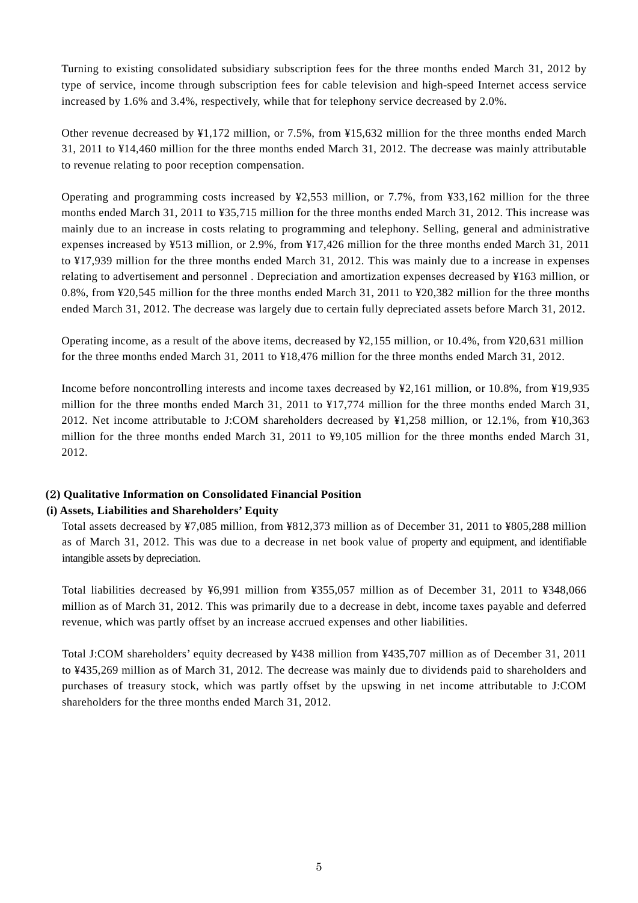Turning to existing consolidated subsidiary subscription fees for the three months ended March 31, 2012 by type of service, income through subscription fees for cable television and high-speed Internet access service increased by 1.6% and 3.4%, respectively, while that for telephony service decreased by 2.0%.

Other revenue decreased by ¥1,172 million, or 7.5%, from ¥15,632 million for the three months ended March 31, 2011 to ¥14,460 million for the three months ended March 31, 2012. The decrease was mainly attributable to revenue relating to poor reception compensation.

Operating and programming costs increased by ¥2,553 million, or 7.7%, from ¥33,162 million for the three months ended March 31, 2011 to ¥35,715 million for the three months ended March 31, 2012. This increase was mainly due to an increase in costs relating to programming and telephony. Selling, general and administrative expenses increased by ¥513 million, or 2.9%, from ¥17,426 million for the three months ended March 31, 2011 to ¥17,939 million for the three months ended March 31, 2012. This was mainly due to a increase in expenses relating to advertisement and personnel . Depreciation and amortization expenses decreased by ¥163 million, or 0.8%, from ¥20,545 million for the three months ended March 31, 2011 to ¥20,382 million for the three months ended March 31, 2012. The decrease was largely due to certain fully depreciated assets before March 31, 2012.

Operating income, as a result of the above items, decreased by ¥2,155 million, or 10.4%, from ¥20,631 million for the three months ended March 31, 2011 to ¥18,476 million for the three months ended March 31, 2012.

Income before noncontrolling interests and income taxes decreased by ¥2,161 million, or 10.8%, from ¥19,935 million for the three months ended March 31, 2011 to ¥17,774 million for the three months ended March 31, 2012. Net income attributable to J:COM shareholders decreased by ¥1,258 million, or 12.1%, from ¥10,363 million for the three months ended March 31, 2011 to ¥9,105 million for the three months ended March 31, 2012.

**(2) Qualitative Information on Consolidated Financial Position**

**(i) Assets, Liabilities and Shareholders' Equity**

Total assets decreased by ¥7,085 million, from ¥812,373 million as of December 31, 2011 to ¥805,288 million as of March 31, 2012. This was due to a decrease in net book value of property and equipment, and identifiable intangible assets by depreciation.

Total liabilities decreased by ¥6,991 million from ¥355,057 million as of December 31, 2011 to ¥348,066 million as of March 31, 2012. This was primarily due to a decrease in debt, income taxes payable and deferred revenue, which was partly offset by an increase accrued expenses and other liabilities.

Total J:COM shareholders' equity decreased by ¥438 million from ¥435,707 million as of December 31, 2011 to ¥435,269 million as of March 31, 2012. The decrease was mainly due to dividends paid to shareholders and purchases of treasury stock, which was partly offset by the upswing in net income attributable to J:COM shareholders for the three months ended March 31, 2012.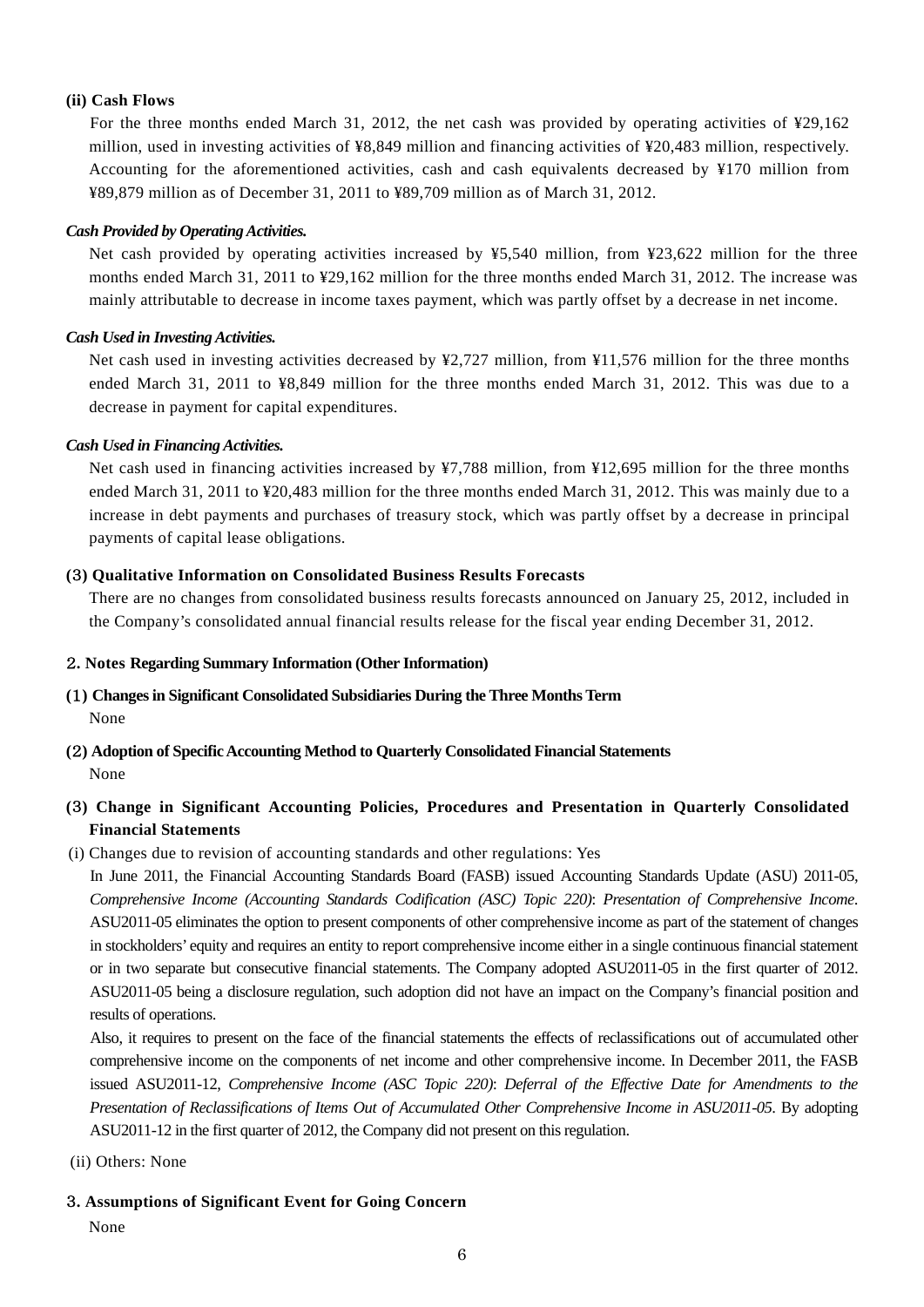#### (ii) Cash Flows

For the three months ended March 31, 2012, the net cash was provided by operating activities of ¥29,162 million, used in investing activities of ¥8,849 million and financing activities of ¥20,483 million, respectively. Accounting for the aforementioned activities, cash and cash equivalents decreased by ¥170 million from ¥89,879 million as of December 31, 2011 to ¥89,709 million as of March 31, 2012.

***Cash Provided by Operating Activities.***

Net cash provided by operating activities increased by ¥5,540 million, from ¥23,622 million for the three months ended March 31, 2011 to ¥29,162 million for the three months ended March 31, 2012. The increase was mainly attributable to decrease in income taxes payment, which was partly offset by a decrease in net income.

***Cash Used in Investing Activities.***

Net cash used in investing activities decreased by ¥2,727 million, from ¥11,576 million for the three months ended March 31, 2011 to ¥8,849 million for the three months ended March 31, 2012. This was due to a decrease in payment for capital expenditures.

***Cash Used in Financing Activities.***

Net cash used in financing activities increased by ¥7,788 million, from ¥12,695 million for the three months ended March 31, 2011 to ¥20,483 million for the three months ended March 31, 2012. This was mainly due to a increase in debt payments and purchases of treasury stock, which was partly offset by a decrease in principal payments of capital lease obligations.

### (3) Qualitative Information on Consolidated Business Results Forecasts

There are no changes from consolidated business results forecasts announced on January 25, 2012, included in the Company's consolidated annual financial results release for the fiscal year ending December 31, 2012.

## 2. Notes Regarding Summary Information (Other Information)

### (1) Changes in Significant Consolidated Subsidiaries During the Three Months Term

None

### (2) Adoption of Specific Accounting Method to Quarterly Consolidated Financial Statements

None

### (3) Change in Significant Accounting Policies, Procedures and Presentation in Quarterly Consolidated Financial Statements

(i) Changes due to revision of accounting standards and other regulations: Yes

In June 2011, the Financial Accounting Standards Board (FASB) issued Accounting Standards Update (ASU) 2011-05, *Comprehensive Income (Accounting Standards Codification (ASC) Topic 220)*: *Presentation of Comprehensive Income*. ASU2011-05 eliminates the option to present components of other comprehensive income as part of the statement of changes in stockholders' equity and requires an entity to report comprehensive income either in a single continuous financial statement or in two separate but consecutive financial statements. The Company adopted ASU2011-05 in the first quarter of 2012. ASU2011-05 being a disclosure regulation, such adoption did not have an impact on the Company's financial position and results of operations.

Also, it requires to present on the face of the financial statements the effects of reclassifications out of accumulated other comprehensive income on the components of net income and other comprehensive income. In December 2011, the FASB issued ASU2011-12, *Comprehensive Income (ASC Topic 220)*: *Deferral of the Effective Date for Amendments to the Presentation of Reclassifications of Items Out of Accumulated Other Comprehensive Income in ASU2011-05*. By adopting ASU2011-12 in the first quarter of 2012, the Company did not present on this regulation.

(ii) Others: None

## 3. Assumptions of Significant Event for Going Concern

None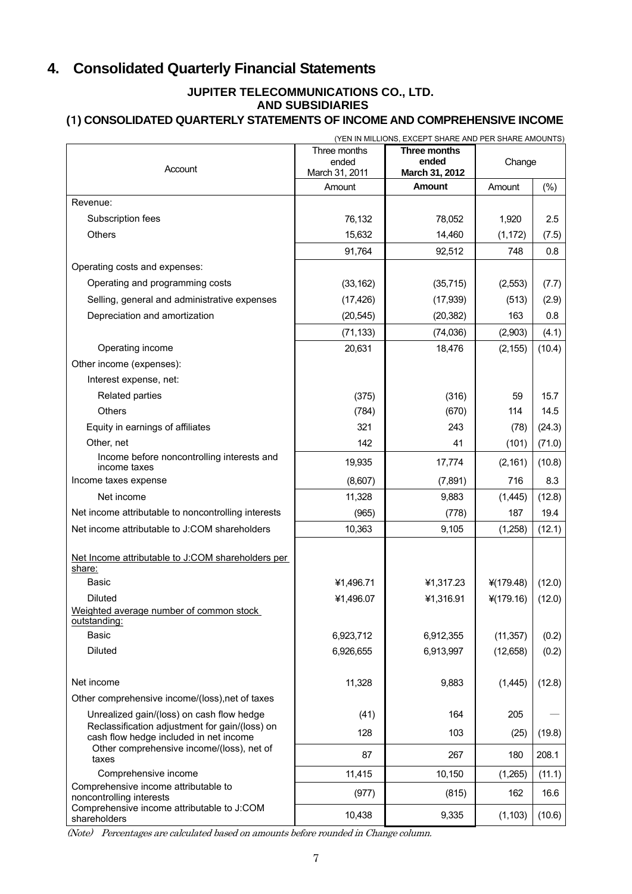## 4. Consolidated Quarterly Financial Statements

### JUPITER TELECOMMUNICATIONS CO., LTD. AND SUBSIDIARIES

### (1) CONSOLIDATED QUARTERLY STATEMENTS OF INCOME AND COMPREHENSIVE INCOME

(YEN IN MILLIONS, EXCEPT SHARE AND PER SHARE AMOUNTS)

| Account | Three months ended March 31, 2011 | **Three months ended March 31, 2012** | Change | |
|---|---|---|---|---|
| | Amount | **Amount** | Amount | (%) |
| Revenue: | | | | |
| Subscription fees | 76,132 | 78,052 | 1,920 | 2.5 |
| Others | 15,632 | 14,460 | (1,172) | (7.5) |
| | 91,764 | 92,512 | 748 | 0.8 |
| Operating costs and expenses: | | | | |
| Operating and programming costs | (33,162) | (35,715) | (2,553) | (7.7) |
| Selling, general and administrative expenses | (17,426) | (17,939) | (513) | (2.9) |
| Depreciation and amortization | (20,545) | (20,382) | 163 | 0.8 |
| | (71,133) | (74,036) | (2,903) | (4.1) |
| Operating income | 20,631 | 18,476 | (2,155) | (10.4) |
| Other income (expenses): | | | | |
| Interest expense, net: | | | | |
| Related parties | (375) | (316) | 59 | 15.7 |
| Others | (784) | (670) | 114 | 14.5 |
| Equity in earnings of affiliates | 321 | 243 | (78) | (24.3) |
| Other, net | 142 | 41 | (101) | (71.0) |
| Income before noncontrolling interests and income taxes | 19,935 | 17,774 | (2,161) | (10.8) |
| Income taxes expense | (8,607) | (7,891) | 716 | 8.3 |
| Net income | 11,328 | 9,883 | (1,445) | (12.8) |
| Net income attributable to noncontrolling interests | (965) | (778) | 187 | 19.4 |
| Net income attributable to J:COM shareholders | 10,363 | 9,105 | (1,258) | (12.1) |
| Net Income attributable to J:COM shareholders per share: | | | | |
| Basic | ¥1,496.71 | ¥1,317.23 | ¥(179.48) | (12.0) |
| Diluted | ¥1,496.07 | ¥1,316.91 | ¥(179.16) | (12.0) |
| Weighted average number of common stock outstanding: | | | | |
| Basic | 6,923,712 | 6,912,355 | (11,357) | (0.2) |
| Diluted | 6,926,655 | 6,913,997 | (12,658) | (0.2) |
| Net income | 11,328 | 9,883 | (1,445) | (12.8) |
| Other comprehensive income/(loss),net of taxes | | | | |
| Unrealized gain/(loss) on cash flow hedge | (41) | 164 | 205 | — |
| Reclassification adjustment for gain/(loss) on cash flow hedge included in net income | 128 | 103 | (25) | (19.8) |
| Other comprehensive income/(loss), net of taxes | 87 | 267 | 180 | 208.1 |
| Comprehensive income | 11,415 | 10,150 | (1,265) | (11.1) |
| Comprehensive income attributable to noncontrolling interests | (977) | (815) | 162 | 16.6 |
| Comprehensive income attributable to J:COM shareholders | 10,438 | 9,335 | (1,103) | (10.6) |

*(Note) Percentages are calculated based on amounts before rounded in Change column.*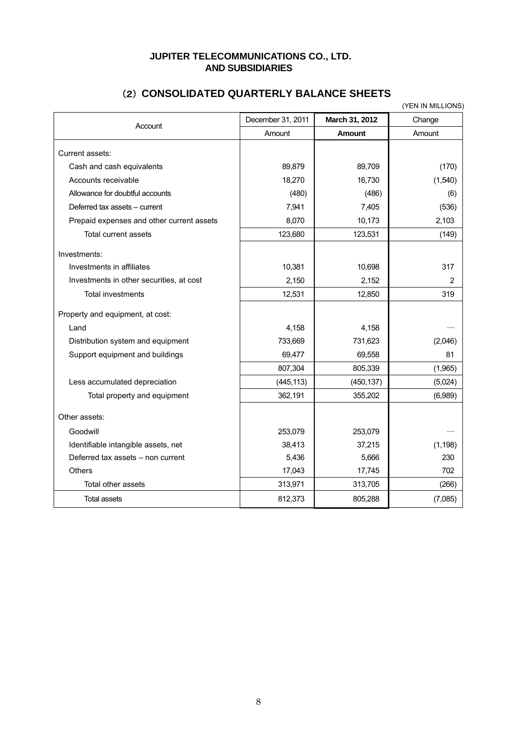**JUPITER TELECOMMUNICATIONS CO., LTD.**
**AND SUBSIDIARIES**

## (2) CONSOLIDATED QUARTERLY BALANCE SHEETS

(YEN IN MILLIONS)

| Account | December 31, 2011 | **March 31, 2012** | Change |
|---|---|---|---|
| | Amount | **Amount** | Amount |
| Current assets: | | | |
| Cash and cash equivalents | 89,879 | 89,709 | (170) |
| Accounts receivable | 18,270 | 16,730 | (1,540) |
| Allowance for doubtful accounts | (480) | (486) | (6) |
| Deferred tax assets – current | 7,941 | 7,405 | (536) |
| Prepaid expenses and other current assets | 8,070 | 10,173 | 2,103 |
| Total current assets | 123,680 | 123,531 | (149) |
| Investments: | | | |
| Investments in affiliates | 10,381 | 10,698 | 317 |
| Investments in other securities, at cost | 2,150 | 2,152 | 2 |
| Total investments | 12,531 | 12,850 | 319 |
| Property and equipment, at cost: | | | |
| Land | 4,158 | 4,158 | — |
| Distribution system and equipment | 733,669 | 731,623 | (2,046) |
| Support equipment and buildings | 69,477 | 69,558 | 81 |
| | 807,304 | 805,339 | (1,965) |
| Less accumulated depreciation | (445,113) | (450,137) | (5,024) |
| Total property and equipment | 362,191 | 355,202 | (6,989) |
| Other assets: | | | |
| Goodwill | 253,079 | 253,079 | — |
| Identifiable intangible assets, net | 38,413 | 37,215 | (1,198) |
| Deferred tax assets – non current | 5,436 | 5,666 | 230 |
| Others | 17,043 | 17,745 | 702 |
| Total other assets | 313,971 | 313,705 | (266) |
| Total assets | 812,373 | 805,288 | (7,085) |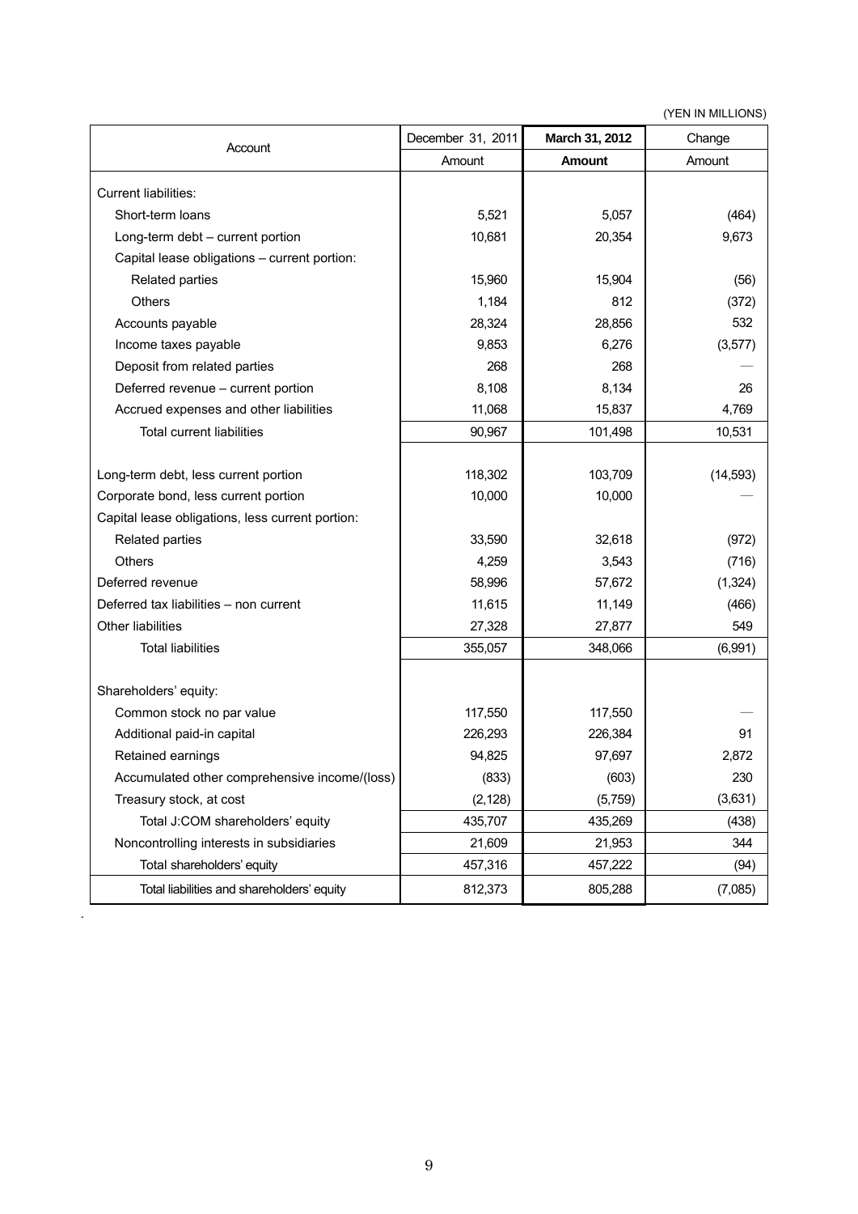(YEN IN MILLIONS)

| Account | December 31, 2011 | **March 31, 2012** | Change |
|---|---|---|---|
| | Amount | **Amount** | Amount |
| Current liabilities: | | | |
| Short-term loans | 5,521 | 5,057 | (464) |
| Long-term debt – current portion | 10,681 | 20,354 | 9,673 |
| Capital lease obligations – current portion: | | | |
| Related parties | 15,960 | 15,904 | (56) |
| Others | 1,184 | 812 | (372) |
| Accounts payable | 28,324 | 28,856 | 532 |
| Income taxes payable | 9,853 | 6,276 | (3,577) |
| Deposit from related parties | 268 | 268 | — |
| Deferred revenue – current portion | 8,108 | 8,134 | 26 |
| Accrued expenses and other liabilities | 11,068 | 15,837 | 4,769 |
| Total current liabilities | 90,967 | 101,498 | 10,531 |
| Long-term debt, less current portion | 118,302 | 103,709 | (14,593) |
| Corporate bond, less current portion | 10,000 | 10,000 | — |
| Capital lease obligations, less current portion: | | | |
| Related parties | 33,590 | 32,618 | (972) |
| Others | 4,259 | 3,543 | (716) |
| Deferred revenue | 58,996 | 57,672 | (1,324) |
| Deferred tax liabilities – non current | 11,615 | 11,149 | (466) |
| Other liabilities | 27,328 | 27,877 | 549 |
| Total liabilities | 355,057 | 348,066 | (6,991) |
| Shareholders' equity: | | | |
| Common stock no par value | 117,550 | 117,550 | — |
| Additional paid-in capital | 226,293 | 226,384 | 91 |
| Retained earnings | 94,825 | 97,697 | 2,872 |
| Accumulated other comprehensive income/(loss) | (833) | (603) | 230 |
| Treasury stock, at cost | (2,128) | (5,759) | (3,631) |
| Total J:COM shareholders' equity | 435,707 | 435,269 | (438) |
| Noncontrolling interests in subsidiaries | 21,609 | 21,953 | 344 |
| Total shareholders' equity | 457,316 | 457,222 | (94) |
| Total liabilities and shareholders' equity | 812,373 | 805,288 | (7,085) |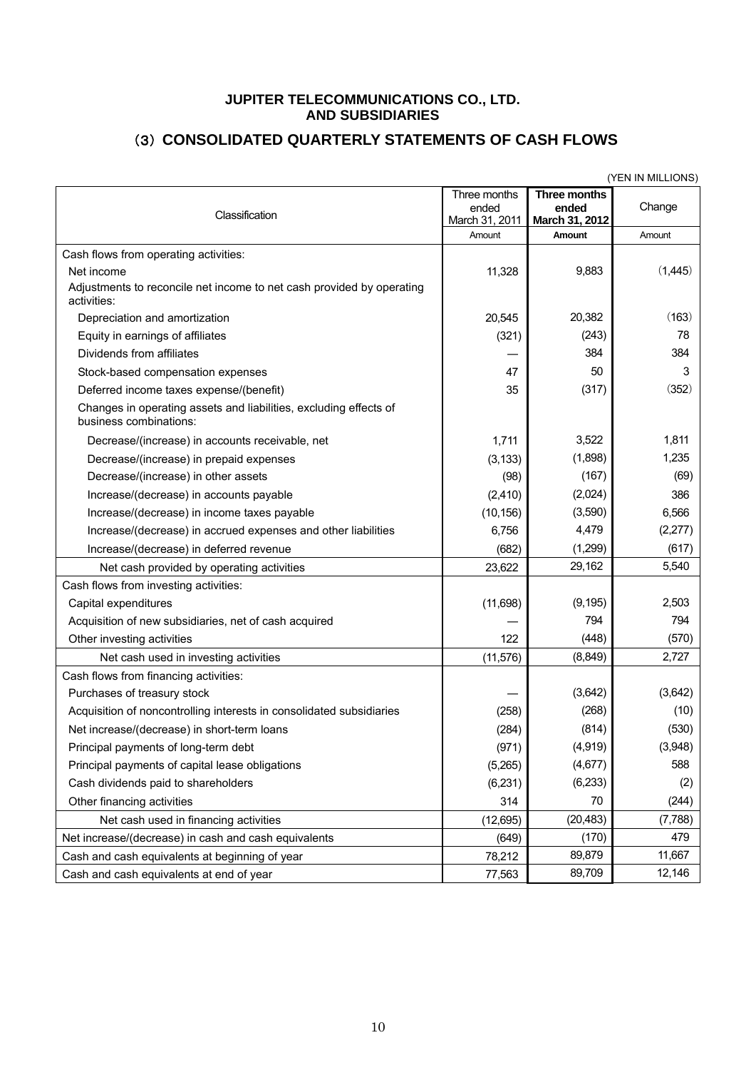**JUPITER TELECOMMUNICATIONS CO., LTD.**
**AND SUBSIDIARIES**

## （3）CONSOLIDATED QUARTERLY STATEMENTS OF CASH FLOWS

(YEN IN MILLIONS)

| Classification | Three months ended March 31, 2011 | **Three months ended March 31, 2012** | Change |
|---|---|---|---|
| | Amount | **Amount** | Amount |
| Cash flows from operating activities: | | | |
| Net income | 11,328 | 9,883 | (1,445) |
| Adjustments to reconcile net income to net cash provided by operating activities: | | | |
| Depreciation and amortization | 20,545 | 20,382 | (163) |
| Equity in earnings of affiliates | (321) | (243) | 78 |
| Dividends from affiliates | — | 384 | 384 |
| Stock-based compensation expenses | 47 | 50 | 3 |
| Deferred income taxes expense/(benefit) | 35 | (317) | (352) |
| Changes in operating assets and liabilities, excluding effects of business combinations: | | | |
| Decrease/(increase) in accounts receivable, net | 1,711 | 3,522 | 1,811 |
| Decrease/(increase) in prepaid expenses | (3,133) | (1,898) | 1,235 |
| Decrease/(increase) in other assets | (98) | (167) | (69) |
| Increase/(decrease) in accounts payable | (2,410) | (2,024) | 386 |
| Increase/(decrease) in income taxes payable | (10,156) | (3,590) | 6,566 |
| Increase/(decrease) in accrued expenses and other liabilities | 6,756 | 4,479 | (2,277) |
| Increase/(decrease) in deferred revenue | (682) | (1,299) | (617) |
| Net cash provided by operating activities | 23,622 | 29,162 | 5,540 |
| Cash flows from investing activities: | | | |
| Capital expenditures | (11,698) | (9,195) | 2,503 |
| Acquisition of new subsidiaries, net of cash acquired | — | 794 | 794 |
| Other investing activities | 122 | (448) | (570) |
| Net cash used in investing activities | (11,576) | (8,849) | 2,727 |
| Cash flows from financing activities: | | | |
| Purchases of treasury stock | — | (3,642) | (3,642) |
| Acquisition of noncontrolling interests in consolidated subsidiaries | (258) | (268) | (10) |
| Net increase/(decrease) in short-term loans | (284) | (814) | (530) |
| Principal payments of long-term debt | (971) | (4,919) | (3,948) |
| Principal payments of capital lease obligations | (5,265) | (4,677) | 588 |
| Cash dividends paid to shareholders | (6,231) | (6,233) | (2) |
| Other financing activities | 314 | 70 | (244) |
| Net cash used in financing activities | (12,695) | (20,483) | (7,788) |
| Net increase/(decrease) in cash and cash equivalents | (649) | (170) | 479 |
| Cash and cash equivalents at beginning of year | 78,212 | 89,879 | 11,667 |
| Cash and cash equivalents at end of year | 77,563 | 89,709 | 12,146 |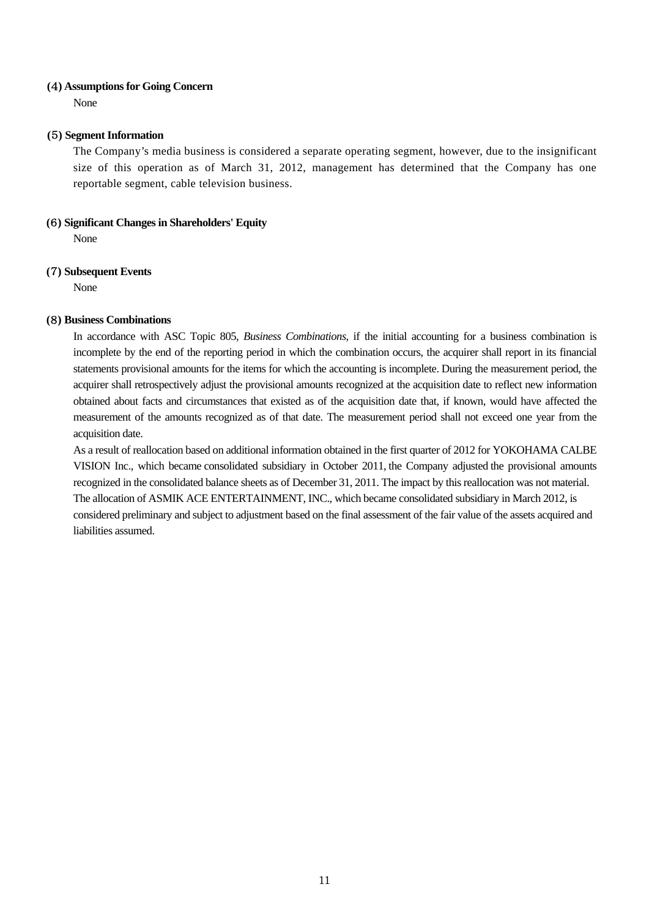### (4) Assumptions for Going Concern

None

### (5) Segment Information

The Company's media business is considered a separate operating segment, however, due to the insignificant size of this operation as of March 31, 2012, management has determined that the Company has one reportable segment, cable television business.

### (6) Significant Changes in Shareholders' Equity

None

### (7) Subsequent Events

None

### (8) Business Combinations

In accordance with ASC Topic 805, *Business Combinations*, if the initial accounting for a business combination is incomplete by the end of the reporting period in which the combination occurs, the acquirer shall report in its financial statements provisional amounts for the items for which the accounting is incomplete. During the measurement period, the acquirer shall retrospectively adjust the provisional amounts recognized at the acquisition date to reflect new information obtained about facts and circumstances that existed as of the acquisition date that, if known, would have affected the measurement of the amounts recognized as of that date. The measurement period shall not exceed one year from the acquisition date.

As a result of reallocation based on additional information obtained in the first quarter of 2012 for YOKOHAMA CALBE VISION Inc., which became consolidated subsidiary in October 2011, the Company adjusted the provisional amounts recognized in the consolidated balance sheets as of December 31, 2011. The impact by this reallocation was not material.

The allocation of ASMIK ACE ENTERTAINMENT, INC., which became consolidated subsidiary in March 2012, is considered preliminary and subject to adjustment based on the final assessment of the fair value of the assets acquired and liabilities assumed.